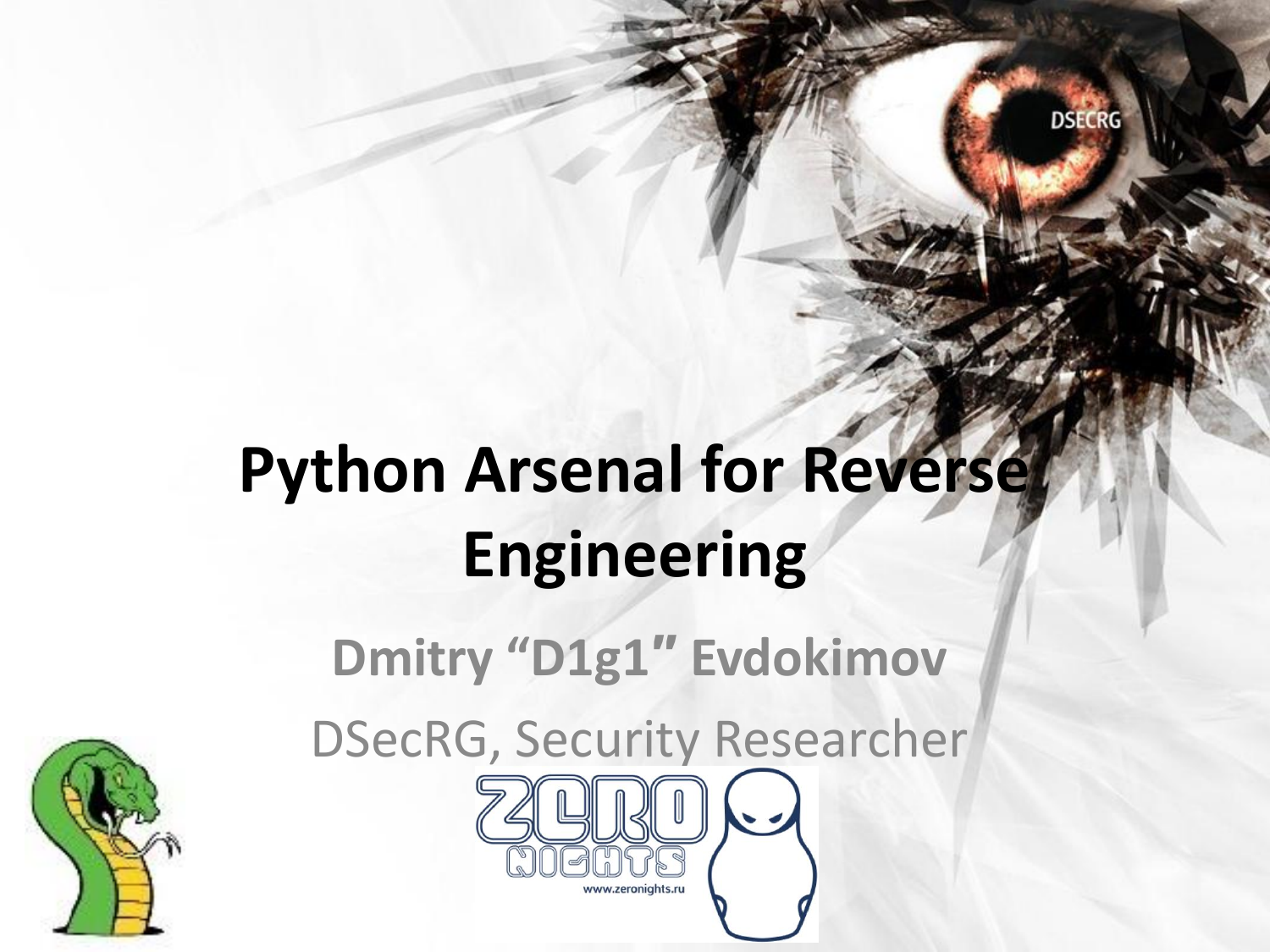# Python Arsenal for Reverse Engineering

**Dmitry "D1g1" Evdokimov**

DSecRG, Security Researcher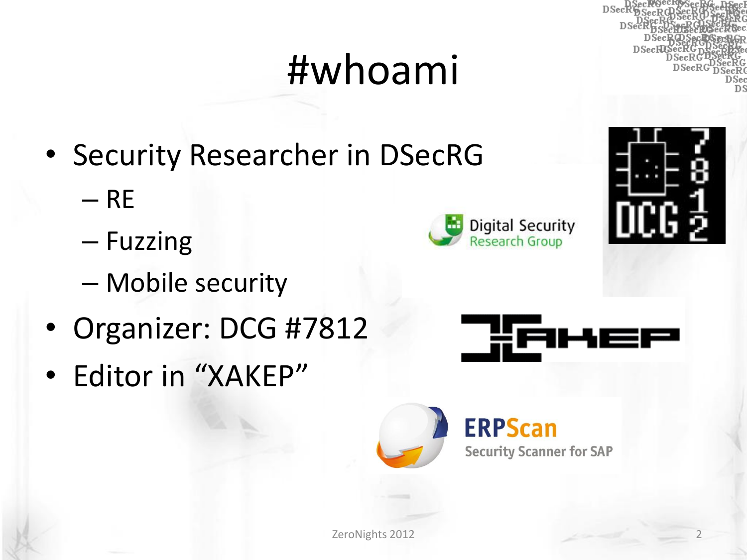# #whoami

- Security Researcher in DSecRG
  - RE
  - Fuzzing
  - Mobile security
- Organizer: DCG #7812
- Editor in “XAKEP”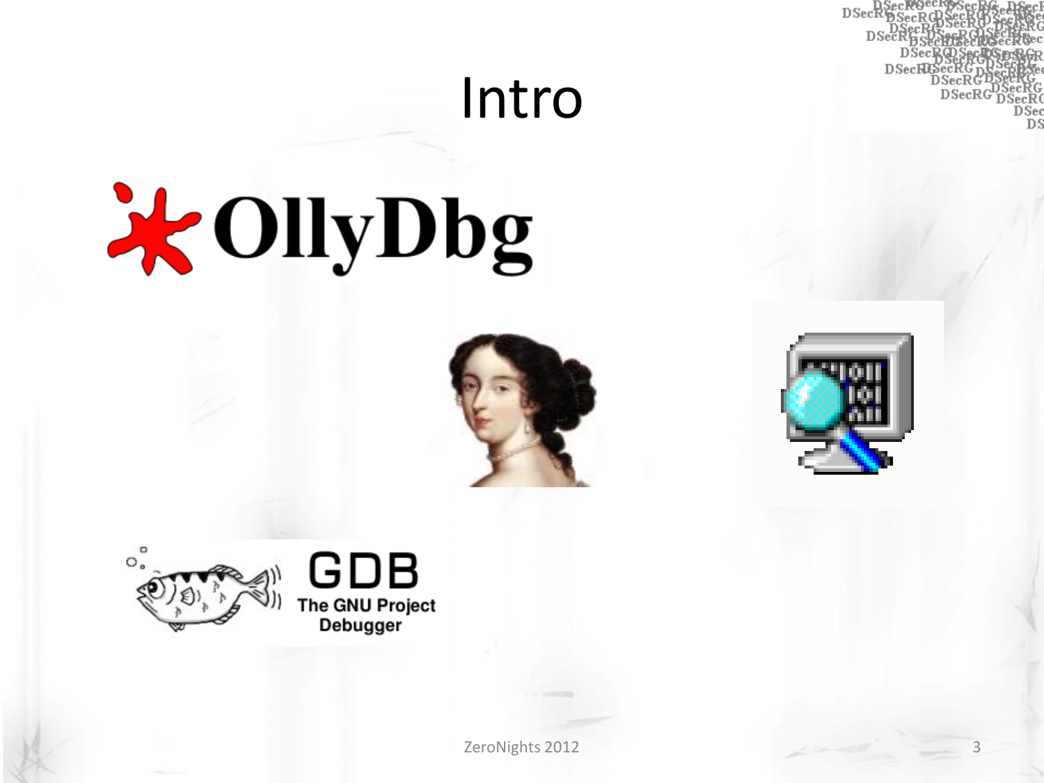# Intro

OllyDbg

GDB
The GNU Project
Debugger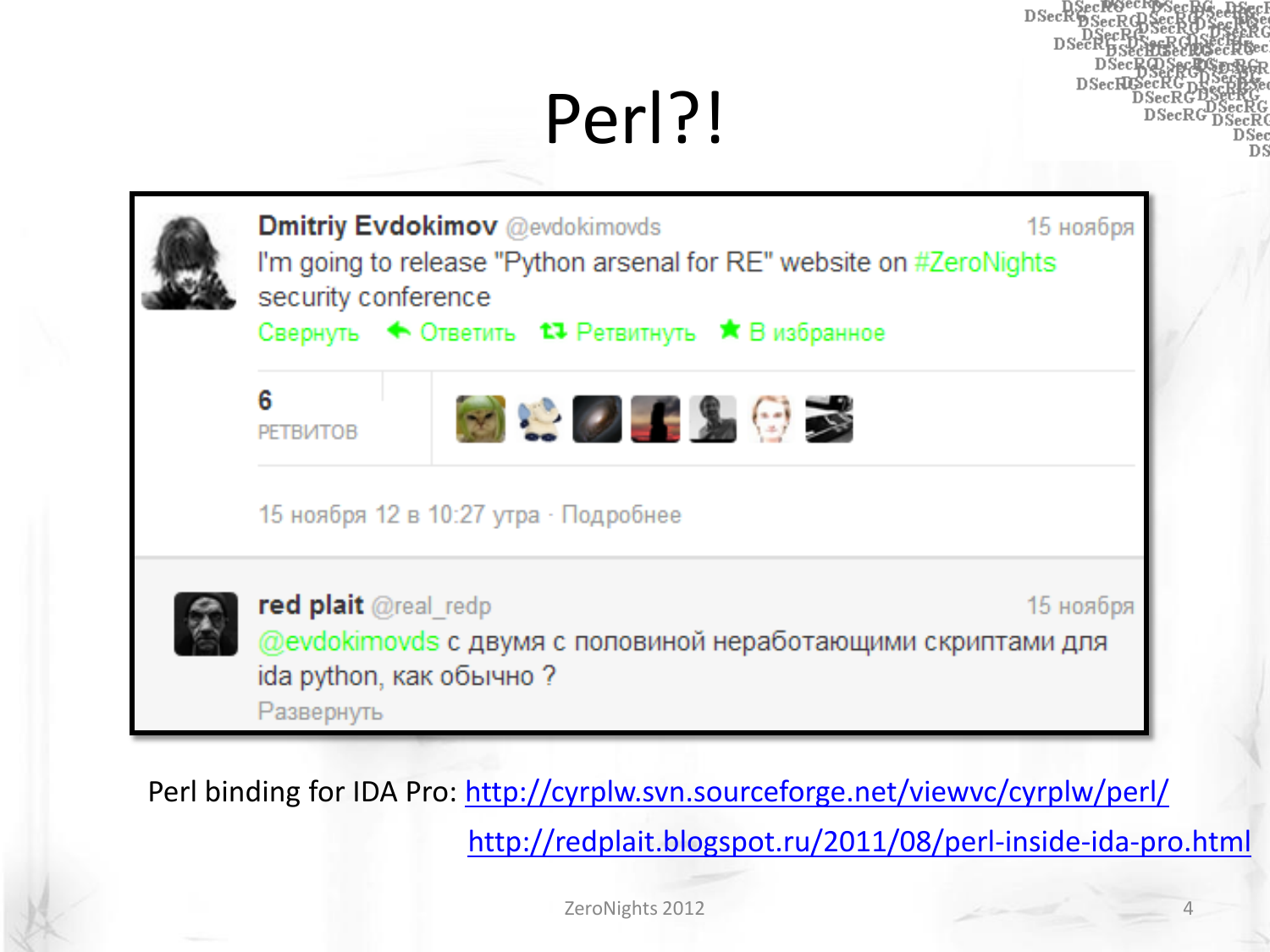# Perl?!

**Dmitriy Evdokimov** @evdokimovds — 15 ноября

I'm going to release "Python arsenal for RE" website on #ZeroNights security conference

Свернуть · Ответить · Ретвитнуть · В избранное

6 РЕТВИТОВ

15 ноября 12 в 10:27 утра · Подробнее

**red plait** @real_redp — 15 ноября

@evdokimovds с двумя с половиной неработающими скриптами для ida python, как обычно ?

Развернуть

Perl binding for IDA Pro: http://cyrplw.svn.sourceforge.net/viewvc/cyrplw/perl/

http://redplait.blogspot.ru/2011/08/perl-inside-ida-pro.html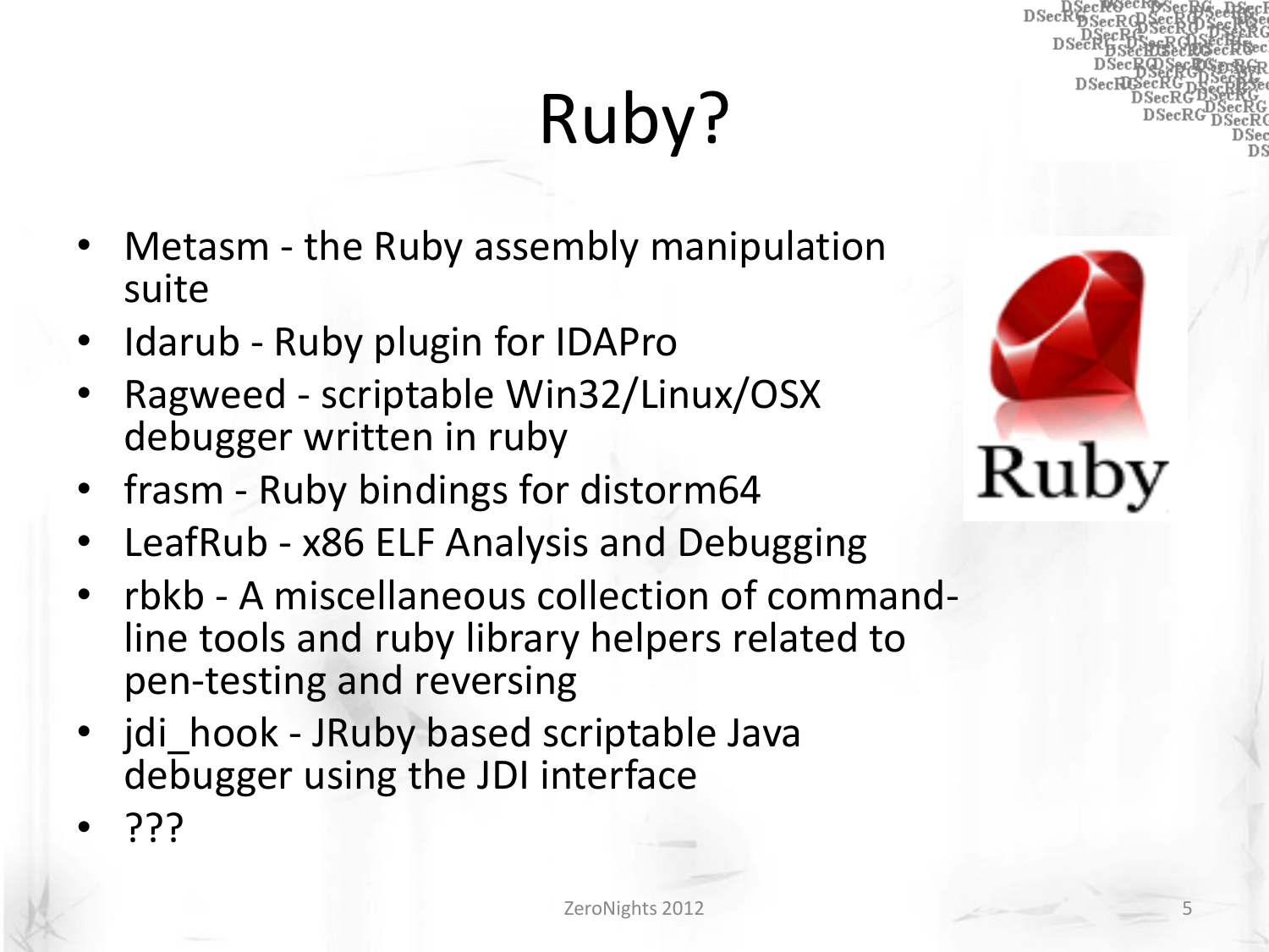# Ruby?

- Metasm - the Ruby assembly manipulation suite
- Idarub - Ruby plugin for IDAPro
- Ragweed - scriptable Win32/Linux/OSX debugger written in ruby
- frasm - Ruby bindings for distorm64
- LeafRub - x86 ELF Analysis and Debugging
- rbkb - A miscellaneous collection of command-line tools and ruby library helpers related to pen-testing and reversing
- jdi_hook - JRuby based scriptable Java debugger using the JDI interface
- ???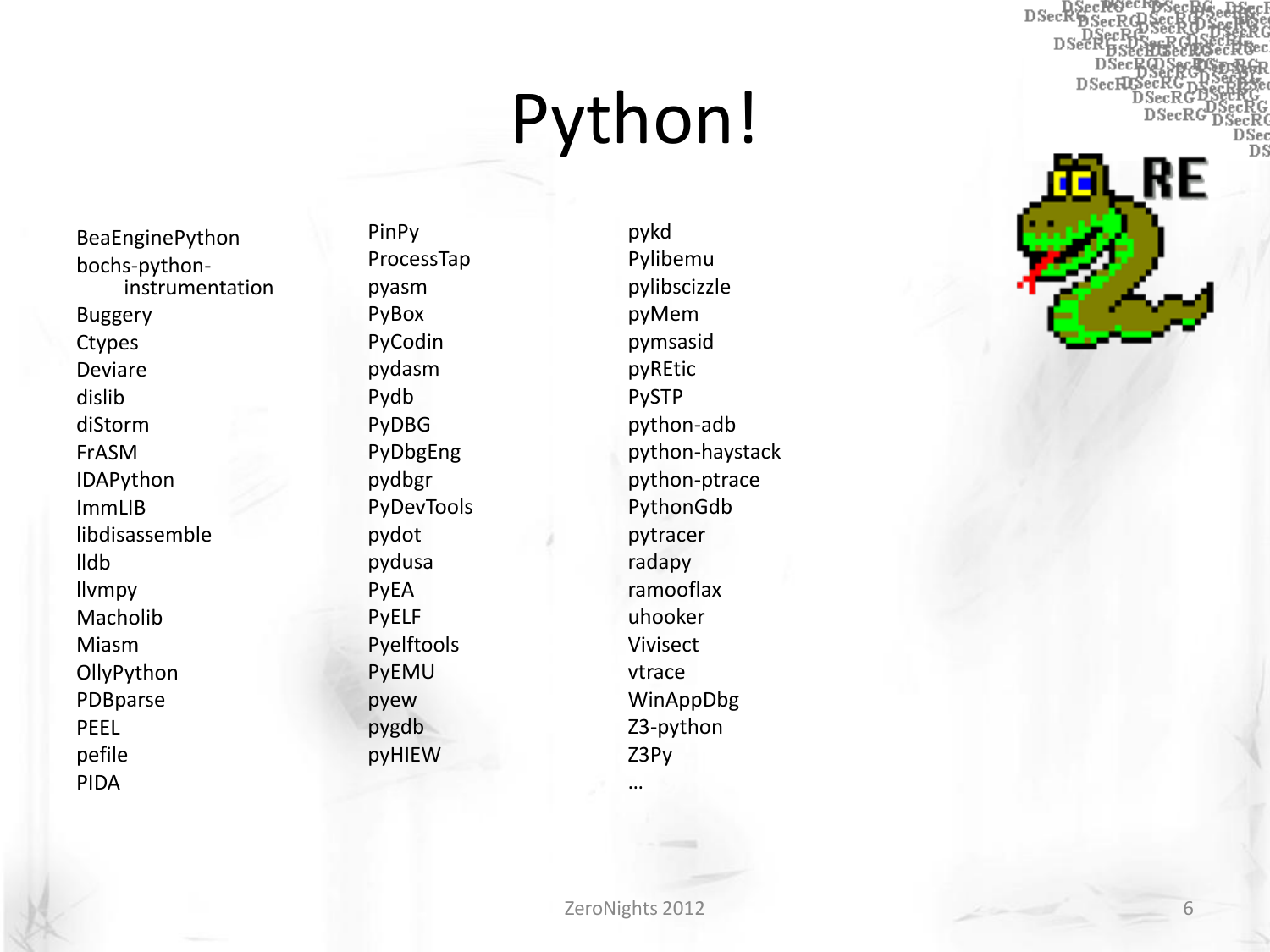# Python!

- BeaEnginePython
- bochs-python-instrumentation
- Buggery
- Ctypes
- Deviare
- dislib
- diStorm
- FrASM
- IDAPython
- ImmLIB
- libdisassemble
- lldb
- llvmpy
- Macholib
- Miasm
- OllyPython
- PDBparse
- PEEL
- pefile
- PIDA
- PinPy
- ProcessTap
- pyasm
- PyBox
- PyCodin
- pydasm
- Pydb
- PyDBG
- PyDbgEng
- pydbgr
- PyDevTools
- pydot
- pydusa
- PyEA
- PyELF
- Pyelftools
- PyEMU
- pyew
- pygdb
- pyHIEW
- pykd
- Pylibemu
- pylibscizzle
- pyMem
- pymsasid
- pyREtic
- PySTP
- python-adb
- python-haystack
- python-ptrace
- PythonGdb
- pytracer
- radapy
- ramooflax
- uhooker
- Vivisect
- vtrace
- WinAppDbg
- Z3-python
- Z3Py
- …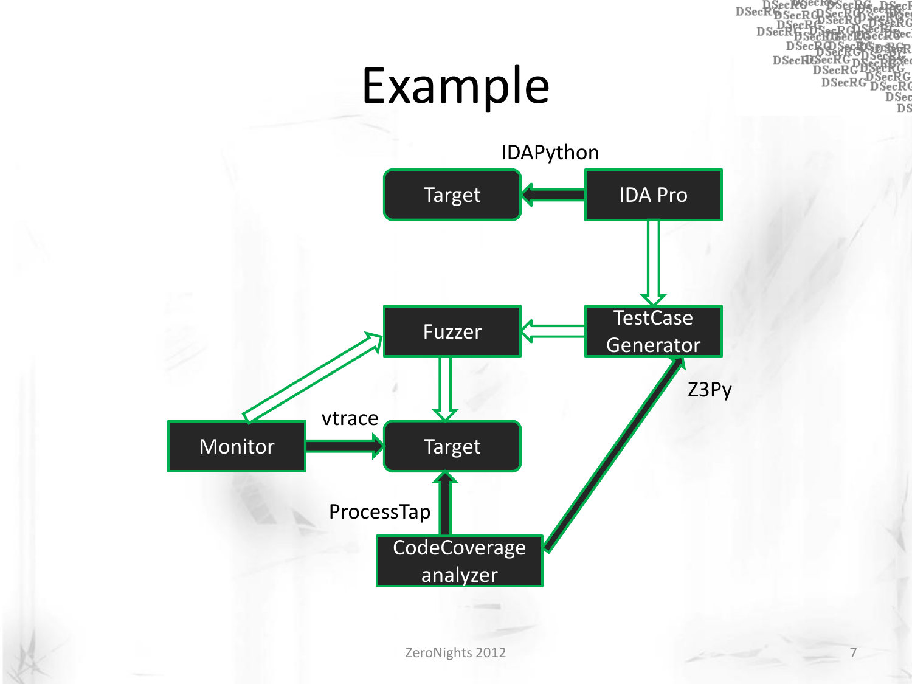# Example

IDAPython

Target

IDA Pro

Fuzzer

TestCase Generator

Z3Py

vtrace

Monitor

Target

ProcessTap

CodeCoverage analyzer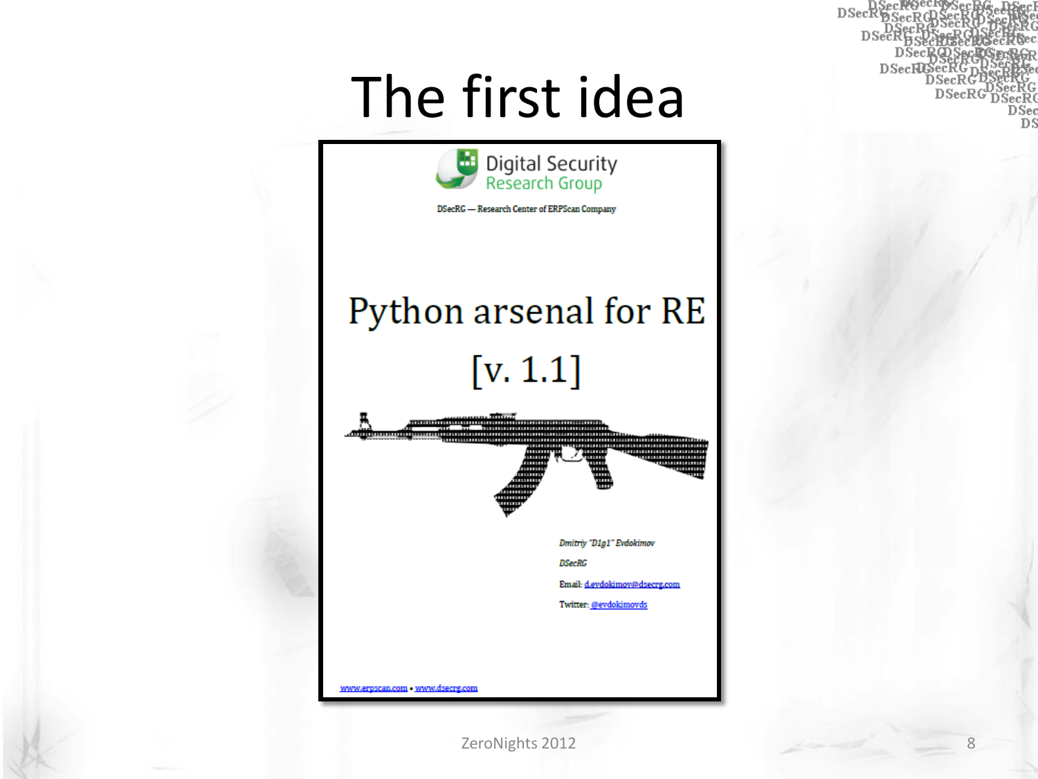# The first idea

Digital Security
Research Group

DSecRG — Research Center of ERPScan Company

Python arsenal for RE

[v. 1.1]

*Dmitriy "D1g1" Evdokimov*

*DSecRG*

Email: d.evdokimov@dsecrg.com

Twitter: @evdokimovds

www.erpscan.com • www.dsecrg.com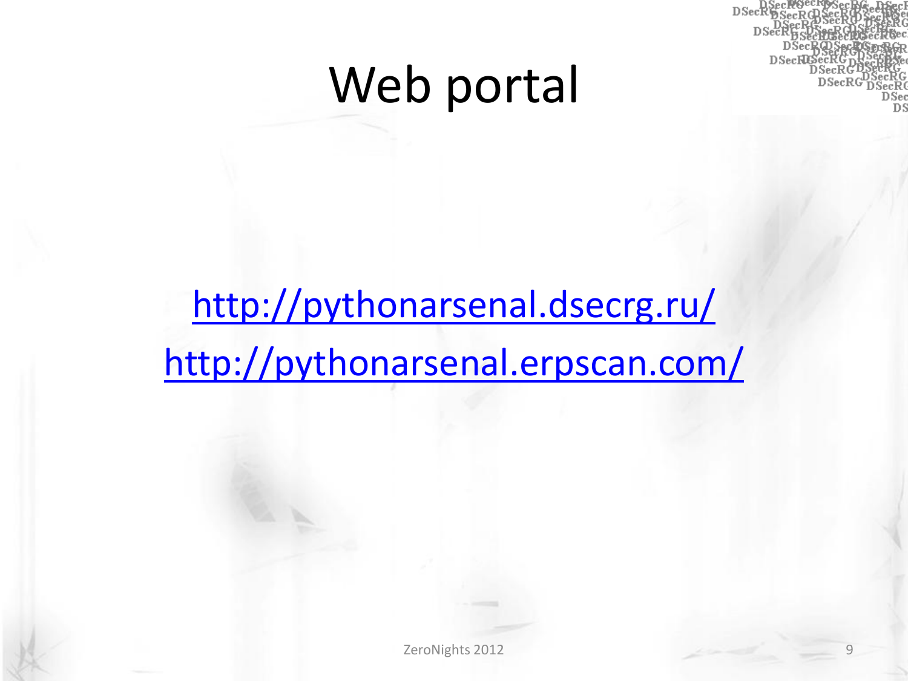# Web portal

http://pythonarsenal.dsecrg.ru/

http://pythonarsenal.erpscan.com/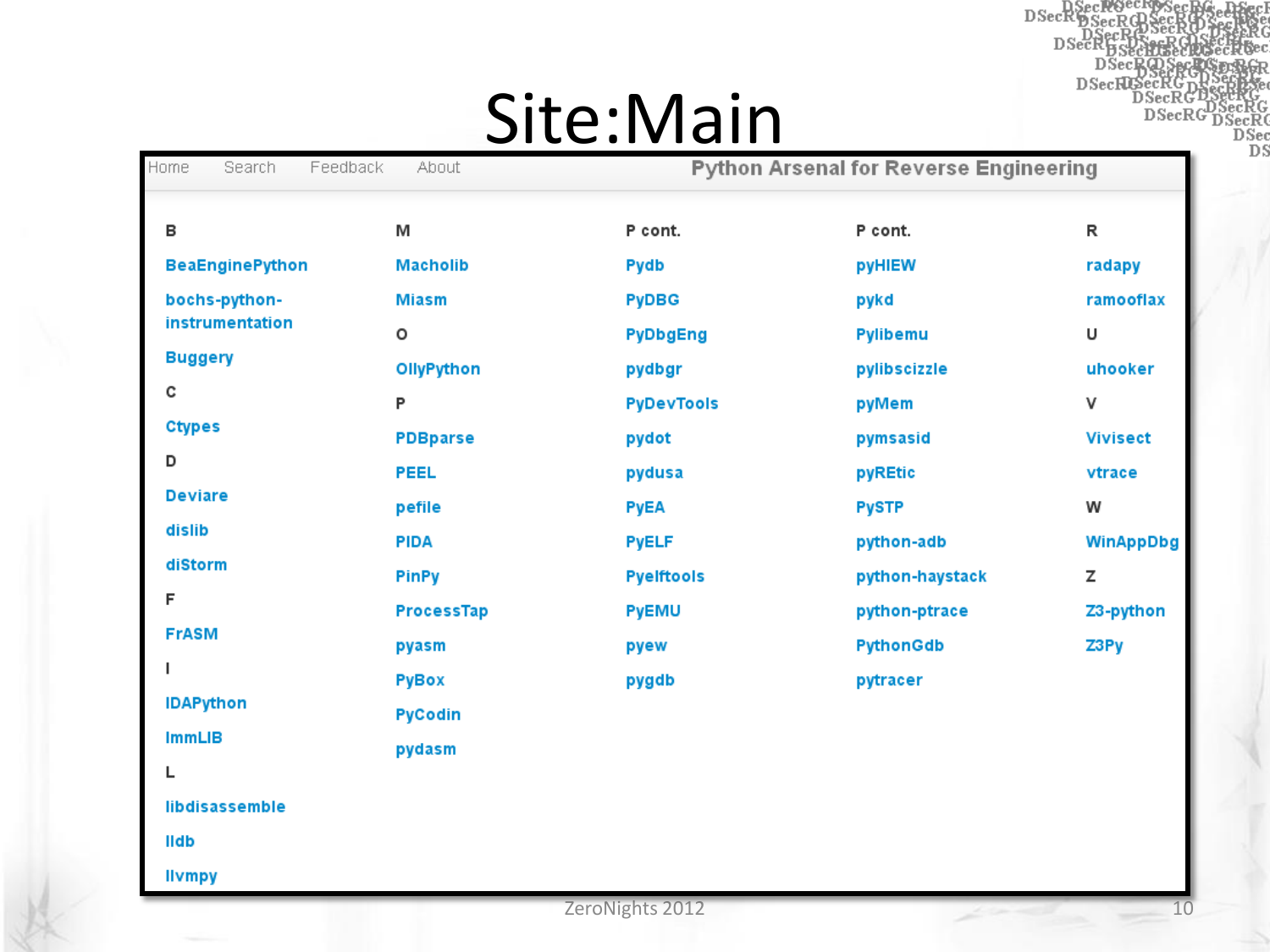# Site:Main

Home Search Feedback About **Python Arsenal for Reverse Engineering**

**B**

- BeaEnginePython
- bochs-python-instrumentation
- Buggery

**C**

- Ctypes

**D**

- Deviare
- dislib
- diStorm

**F**

- FrASM

**I**

- IDAPython
- ImmLIB

**L**

- libdisassemble
- lldb
- llvmpy

**M**

- Macholib
- Miasm

**O**

- OllyPython

**P**

- PDBparse
- PEEL
- pefile
- PIDA
- PinPy
- ProcessTap
- pyasm
- PyBox
- PyCodin
- pydasm

**P cont.**

- Pydb
- PyDBG
- PyDbgEng
- pydbgr
- PyDevTools
- pydot
- pydusa
- PyEA
- PyELF
- Pyelftools
- PyEMU
- pyew
- pygdb

**P cont.**

- pyHIEW
- pykd
- Pylibemu
- pylibscizzle
- pyMem
- pymsasid
- pyREtic
- PySTP
- python-adb
- python-haystack
- python-ptrace
- PythonGdb
- pytracer

**R**

- radapy
- ramooflax

**U**

- uhooker

**V**

- Vivisect
- vtrace

**W**

- WinAppDbg

**Z**

- Z3-python
- Z3Py

ZeroNights 2012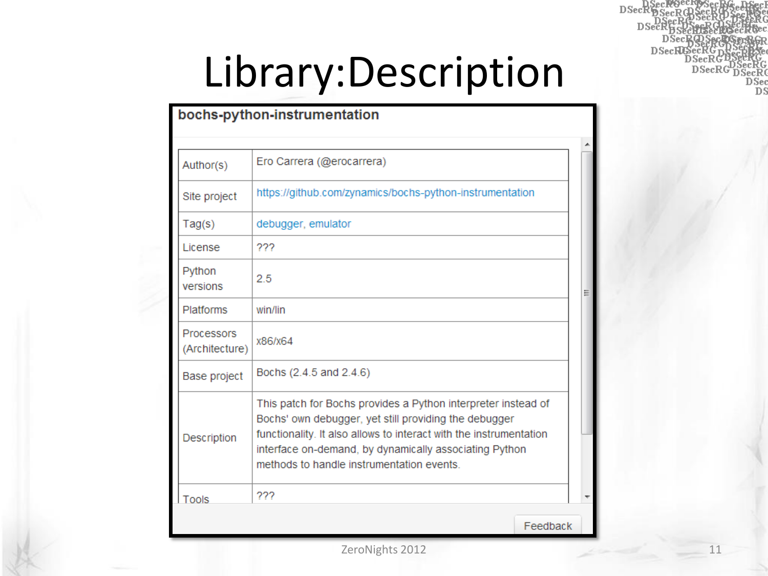# Library:Description

## bochs-python-instrumentation

| | |
|---|---|
| Author(s) | Ero Carrera (@erocarrera) |
| Site project | https://github.com/zynamics/bochs-python-instrumentation |
| Tag(s) | debugger, emulator |
| License | ??? |
| Python versions | 2.5 |
| Platforms | win/lin |
| Processors (Architecture) | x86/x64 |
| Base project | Bochs (2.4.5 and 2.4.6) |
| Description | This patch for Bochs provides a Python interpreter instead of Bochs' own debugger, yet still providing the debugger functionality. It also allows to interact with the instrumentation interface on-demand, by dynamically associating Python methods to handle instrumentation events. |
| Tools | ??? |

Feedback

ZeroNights 2012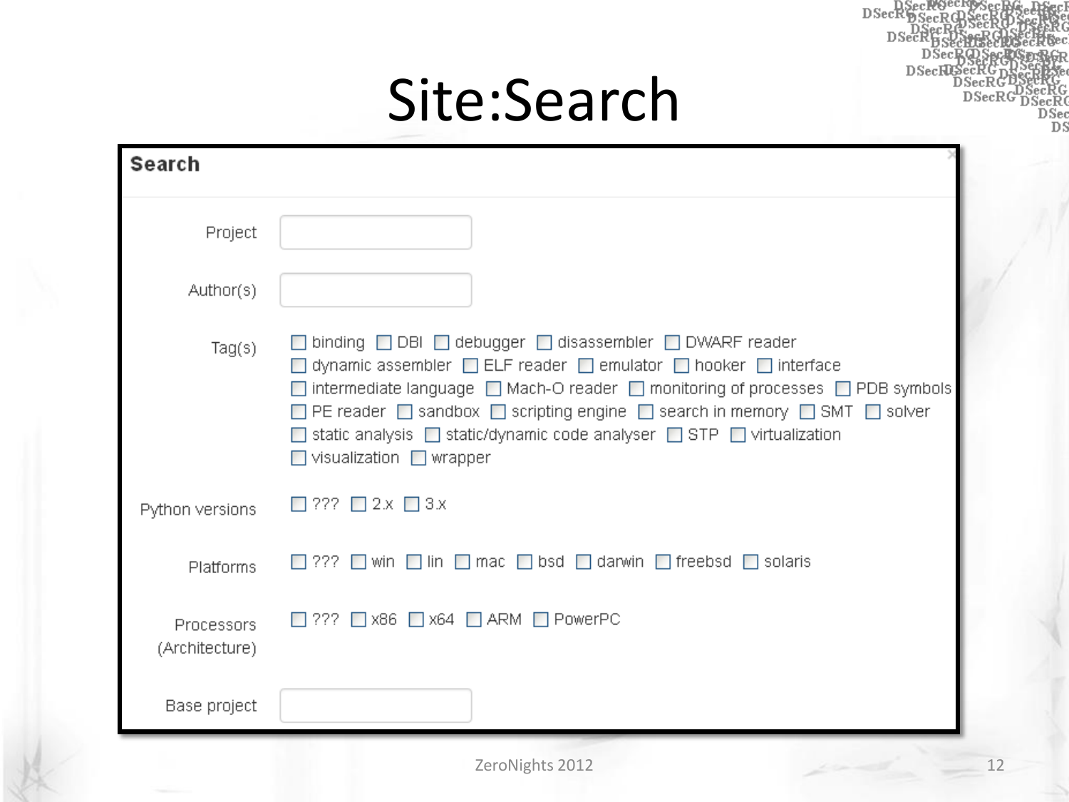# Site:Search

## Search

Project

Author(s)

Tag(s)
- [ ] binding
- [ ] DBI
- [ ] debugger
- [ ] disassembler
- [ ] DWARF reader
- [ ] dynamic assembler
- [ ] ELF reader
- [ ] emulator
- [ ] hooker
- [ ] interface
- [ ] intermediate language
- [ ] Mach-O reader
- [ ] monitoring of processes
- [ ] PDB symbols
- [ ] PE reader
- [ ] sandbox
- [ ] scripting engine
- [ ] search in memory
- [ ] SMT
- [ ] solver
- [ ] static analysis
- [ ] static/dynamic code analyser
- [ ] STP
- [ ] virtualization
- [ ] visualization
- [ ] wrapper

Python versions
- [ ] ???
- [ ] 2.x
- [ ] 3.x

Platforms
- [ ] ???
- [ ] win
- [ ] lin
- [ ] mac
- [ ] bsd
- [ ] darwin
- [ ] freebsd
- [ ] solaris

Processors (Architecture)
- [ ] ???
- [ ] x86
- [ ] x64
- [ ] ARM
- [ ] PowerPC

Base project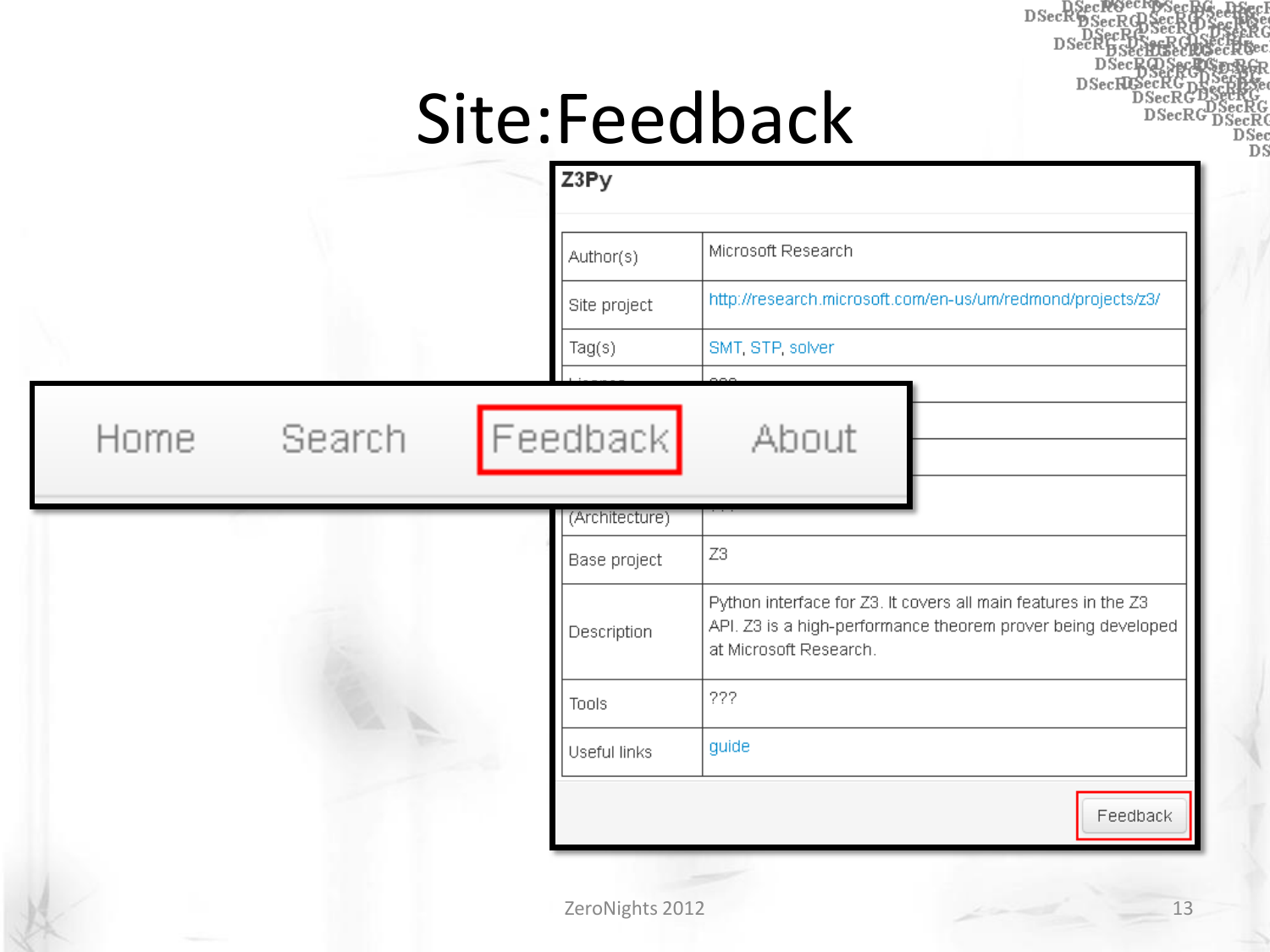# Site:Feedback

**Z3Py**

| | |
|---|---|
| Author(s) | Microsoft Research |
| Site project | http://research.microsoft.com/en-us/um/redmond/projects/z3/ |
| Tag(s) | SMT, STP, solver |
| ... | ??? |
| | |
| | |
| (Architecture) | ??? |
| Base project | Z3 |
| Description | Python interface for Z3. It covers all main features in the Z3 API. Z3 is a high-performance theorem prover being developed at Microsoft Research. |
| Tools | ??? |
| Useful links | guide |

Feedback

Home    Search    Feedback    About

ZeroNights 2012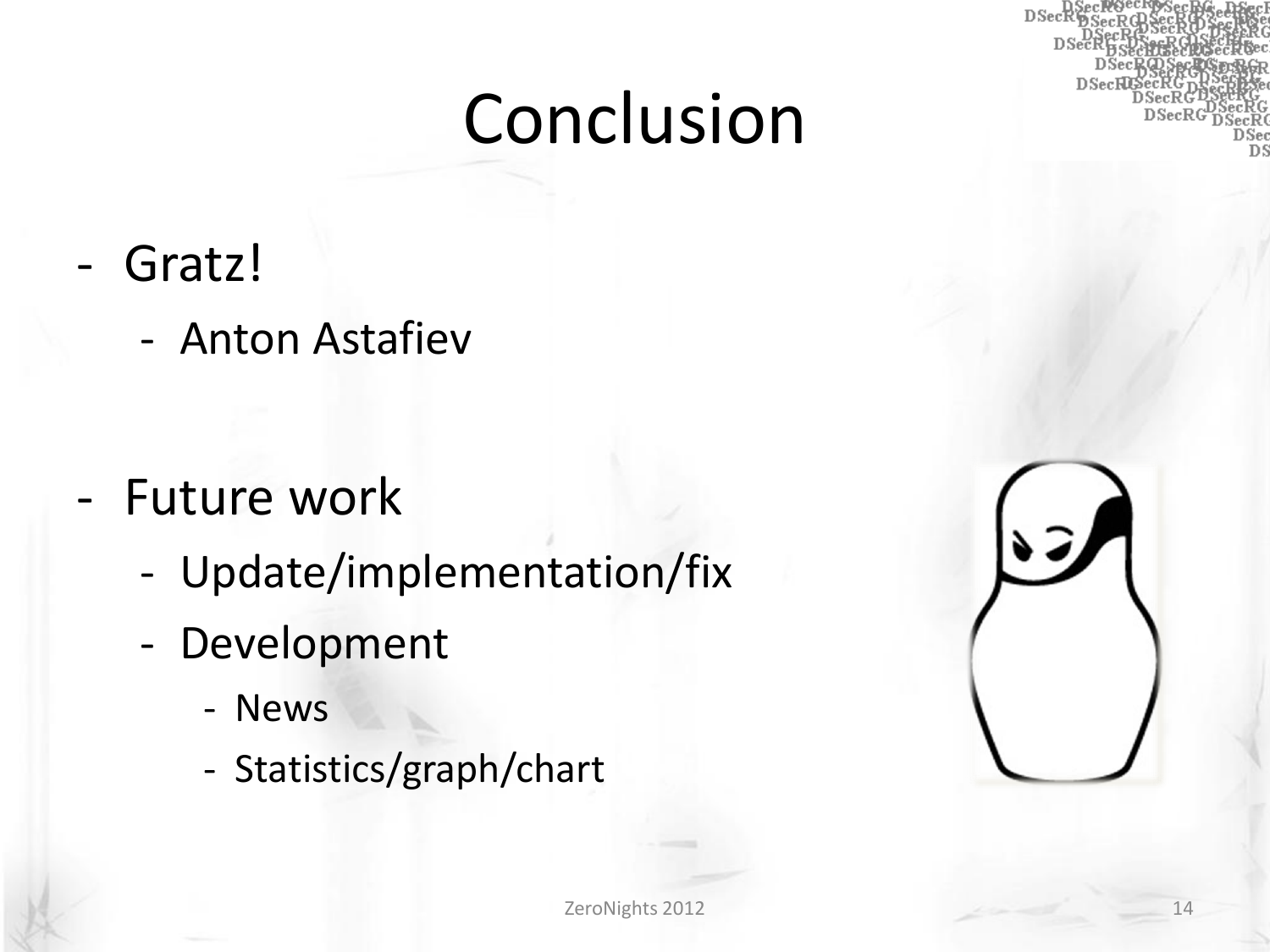# Conclusion

- Gratz!
  - Anton Astafiev

- Future work
  - Update/implementation/fix
  - Development
    - News
    - Statistics/graph/chart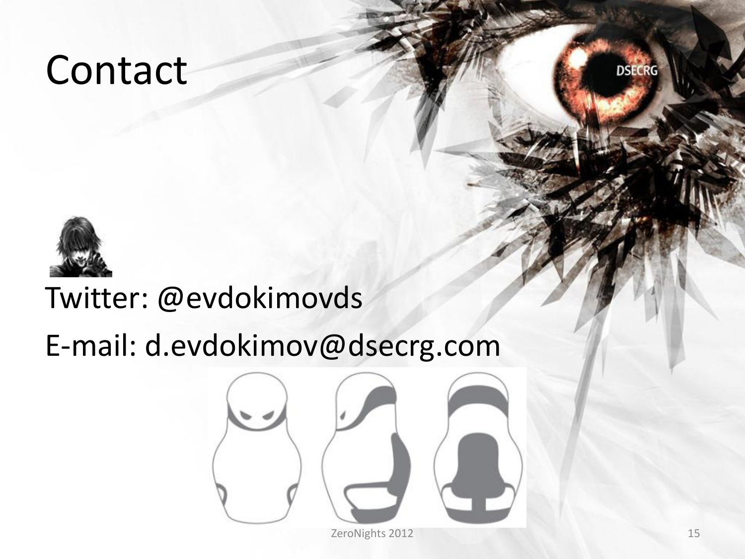# Contact

Twitter: @evdokimovds

E-mail: d.evdokimov@dsecrg.com